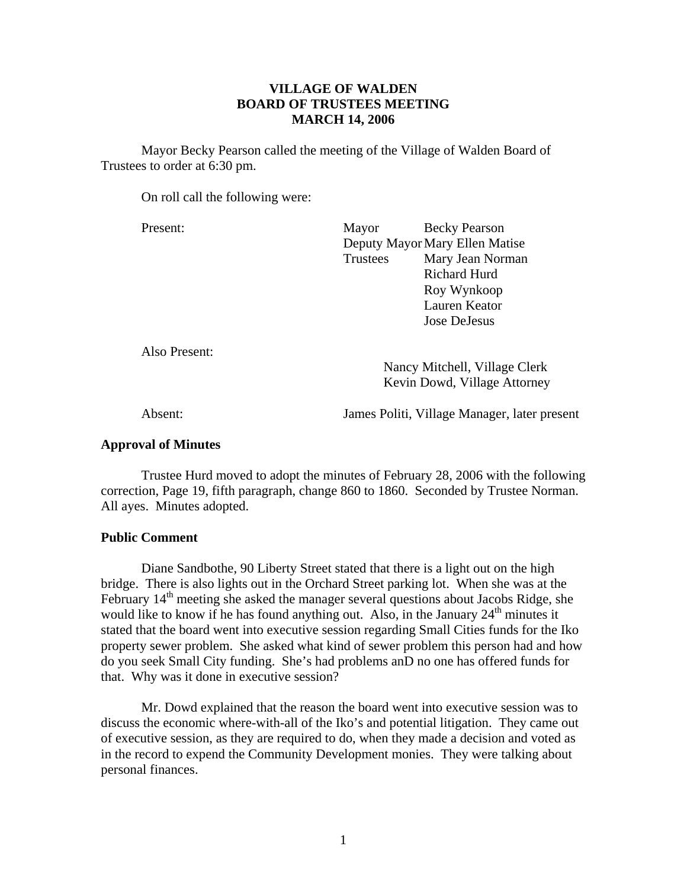**VILLAGE OF WALDEN**
**BOARD OF TRUSTEES MEETING**
**MARCH 14, 2006**

Mayor Becky Pearson called the meeting of the Village of Walden Board of Trustees to order at 6:30 pm.

On roll call the following were:

| | | |
|---|---|---|
| Present: | Mayor | Becky Pearson |
| | Deputy Mayor | Mary Ellen Matise |
| | Trustees | Mary Jean Norman |
| | | Richard Hurd |
| | | Roy Wynkoop |
| | | Lauren Keator |
| | | Jose DeJesus |

Also Present:

Nancy Mitchell, Village Clerk
Kevin Dowd, Village Attorney

Absent: James Politi, Village Manager, later present

**Approval of Minutes**

Trustee Hurd moved to adopt the minutes of February 28, 2006 with the following correction, Page 19, fifth paragraph, change 860 to 1860. Seconded by Trustee Norman. All ayes. Minutes adopted.

**Public Comment**

Diane Sandbothe, 90 Liberty Street stated that there is a light out on the high bridge. There is also lights out in the Orchard Street parking lot. When she was at the February 14th meeting she asked the manager several questions about Jacobs Ridge, she would like to know if he has found anything out. Also, in the January 24th minutes it stated that the board went into executive session regarding Small Cities funds for the Iko property sewer problem. She asked what kind of sewer problem this person had and how do you seek Small City funding. She's had problems anD no one has offered funds for that. Why was it done in executive session?

Mr. Dowd explained that the reason the board went into executive session was to discuss the economic where-with-all of the Iko's and potential litigation. They came out of executive session, as they are required to do, when they made a decision and voted as in the record to expend the Community Development monies. They were talking about personal finances.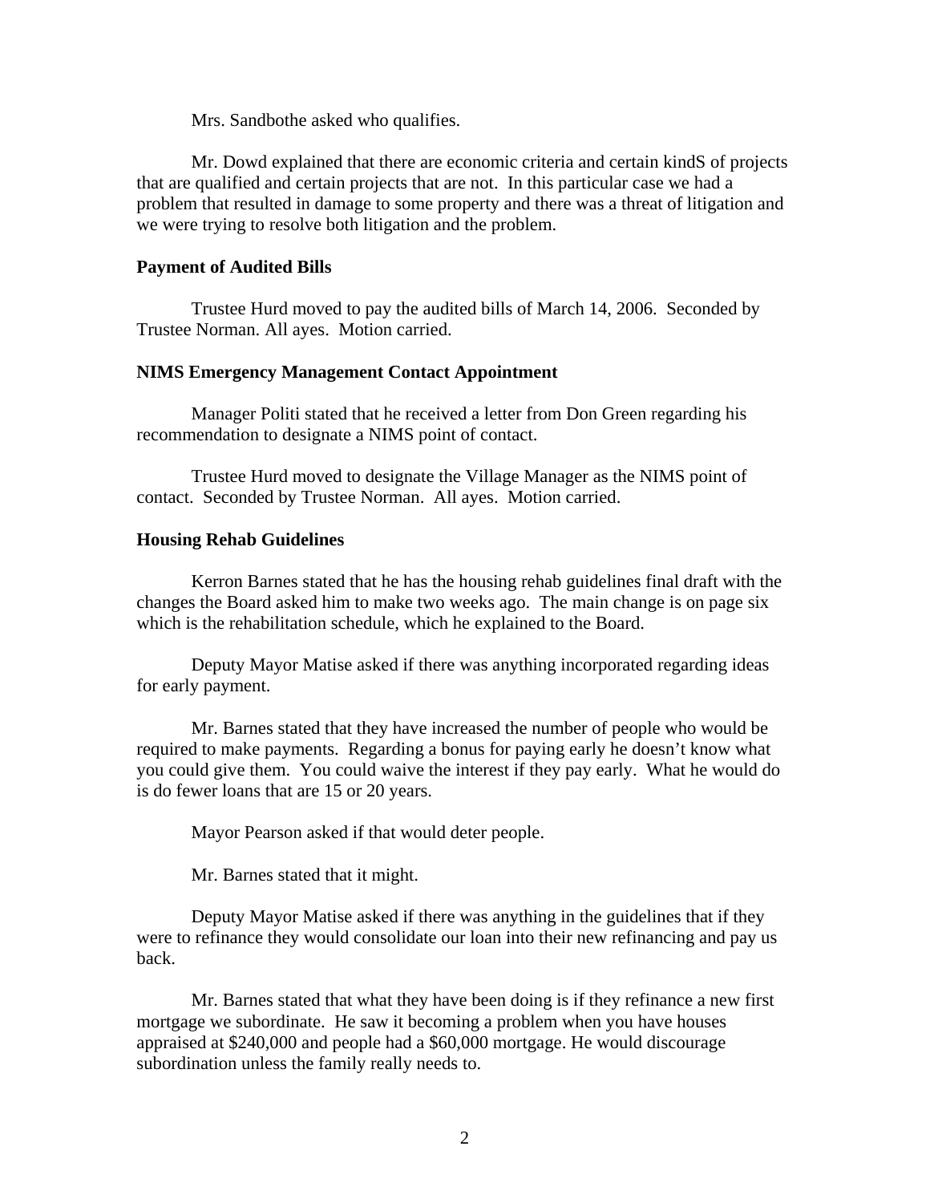Mrs. Sandbothe asked who qualifies.

Mr. Dowd explained that there are economic criteria and certain kindS of projects that are qualified and certain projects that are not. In this particular case we had a problem that resulted in damage to some property and there was a threat of litigation and we were trying to resolve both litigation and the problem.

**Payment of Audited Bills**

Trustee Hurd moved to pay the audited bills of March 14, 2006. Seconded by Trustee Norman. All ayes. Motion carried.

**NIMS Emergency Management Contact Appointment**

Manager Politi stated that he received a letter from Don Green regarding his recommendation to designate a NIMS point of contact.

Trustee Hurd moved to designate the Village Manager as the NIMS point of contact. Seconded by Trustee Norman. All ayes. Motion carried.

**Housing Rehab Guidelines**

Kerron Barnes stated that he has the housing rehab guidelines final draft with the changes the Board asked him to make two weeks ago. The main change is on page six which is the rehabilitation schedule, which he explained to the Board.

Deputy Mayor Matise asked if there was anything incorporated regarding ideas for early payment.

Mr. Barnes stated that they have increased the number of people who would be required to make payments. Regarding a bonus for paying early he doesn't know what you could give them. You could waive the interest if they pay early. What he would do is do fewer loans that are 15 or 20 years.

Mayor Pearson asked if that would deter people.

Mr. Barnes stated that it might.

Deputy Mayor Matise asked if there was anything in the guidelines that if they were to refinance they would consolidate our loan into their new refinancing and pay us back.

Mr. Barnes stated that what they have been doing is if they refinance a new first mortgage we subordinate. He saw it becoming a problem when you have houses appraised at $240,000 and people had a $60,000 mortgage. He would discourage subordination unless the family really needs to.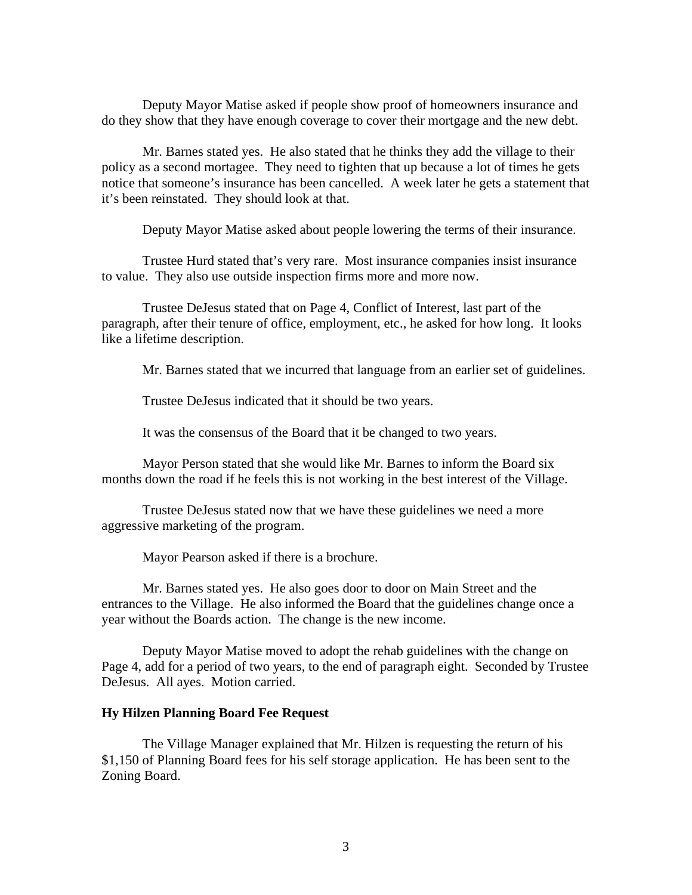Deputy Mayor Matise asked if people show proof of homeowners insurance and do they show that they have enough coverage to cover their mortgage and the new debt.

Mr. Barnes stated yes. He also stated that he thinks they add the village to their policy as a second mortagee. They need to tighten that up because a lot of times he gets notice that someone's insurance has been cancelled. A week later he gets a statement that it's been reinstated. They should look at that.

Deputy Mayor Matise asked about people lowering the terms of their insurance.

Trustee Hurd stated that's very rare. Most insurance companies insist insurance to value. They also use outside inspection firms more and more now.

Trustee DeJesus stated that on Page 4, Conflict of Interest, last part of the paragraph, after their tenure of office, employment, etc., he asked for how long. It looks like a lifetime description.

Mr. Barnes stated that we incurred that language from an earlier set of guidelines.

Trustee DeJesus indicated that it should be two years.

It was the consensus of the Board that it be changed to two years.

Mayor Person stated that she would like Mr. Barnes to inform the Board six months down the road if he feels this is not working in the best interest of the Village.

Trustee DeJesus stated now that we have these guidelines we need a more aggressive marketing of the program.

Mayor Pearson asked if there is a brochure.

Mr. Barnes stated yes. He also goes door to door on Main Street and the entrances to the Village. He also informed the Board that the guidelines change once a year without the Boards action. The change is the new income.

Deputy Mayor Matise moved to adopt the rehab guidelines with the change on Page 4, add for a period of two years, to the end of paragraph eight. Seconded by Trustee DeJesus. All ayes. Motion carried.

**Hy Hilzen Planning Board Fee Request**

The Village Manager explained that Mr. Hilzen is requesting the return of his $1,150 of Planning Board fees for his self storage application. He has been sent to the Zoning Board.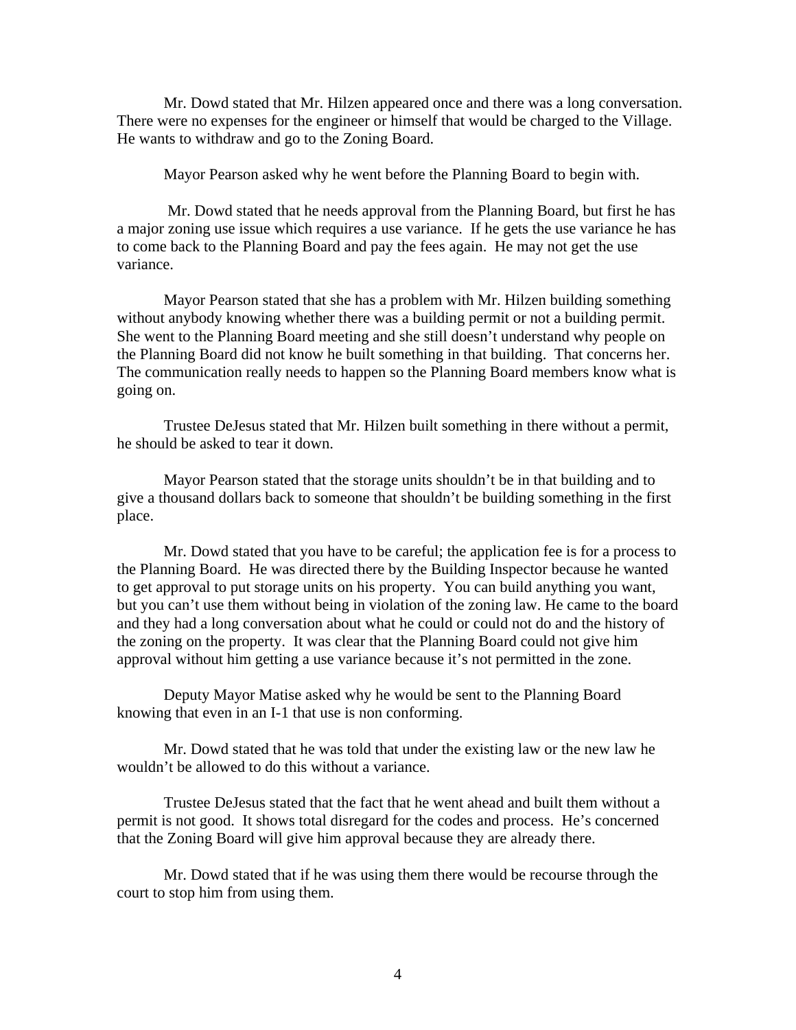Mr. Dowd stated that Mr. Hilzen appeared once and there was a long conversation. There were no expenses for the engineer or himself that would be charged to the Village. He wants to withdraw and go to the Zoning Board.

Mayor Pearson asked why he went before the Planning Board to begin with.

Mr. Dowd stated that he needs approval from the Planning Board, but first he has a major zoning use issue which requires a use variance. If he gets the use variance he has to come back to the Planning Board and pay the fees again. He may not get the use variance.

Mayor Pearson stated that she has a problem with Mr. Hilzen building something without anybody knowing whether there was a building permit or not a building permit. She went to the Planning Board meeting and she still doesn't understand why people on the Planning Board did not know he built something in that building. That concerns her. The communication really needs to happen so the Planning Board members know what is going on.

Trustee DeJesus stated that Mr. Hilzen built something in there without a permit, he should be asked to tear it down.

Mayor Pearson stated that the storage units shouldn't be in that building and to give a thousand dollars back to someone that shouldn't be building something in the first place.

Mr. Dowd stated that you have to be careful; the application fee is for a process to the Planning Board. He was directed there by the Building Inspector because he wanted to get approval to put storage units on his property. You can build anything you want, but you can't use them without being in violation of the zoning law. He came to the board and they had a long conversation about what he could or could not do and the history of the zoning on the property. It was clear that the Planning Board could not give him approval without him getting a use variance because it's not permitted in the zone.

Deputy Mayor Matise asked why he would be sent to the Planning Board knowing that even in an I-1 that use is non conforming.

Mr. Dowd stated that he was told that under the existing law or the new law he wouldn't be allowed to do this without a variance.

Trustee DeJesus stated that the fact that he went ahead and built them without a permit is not good. It shows total disregard for the codes and process. He's concerned that the Zoning Board will give him approval because they are already there.

Mr. Dowd stated that if he was using them there would be recourse through the court to stop him from using them.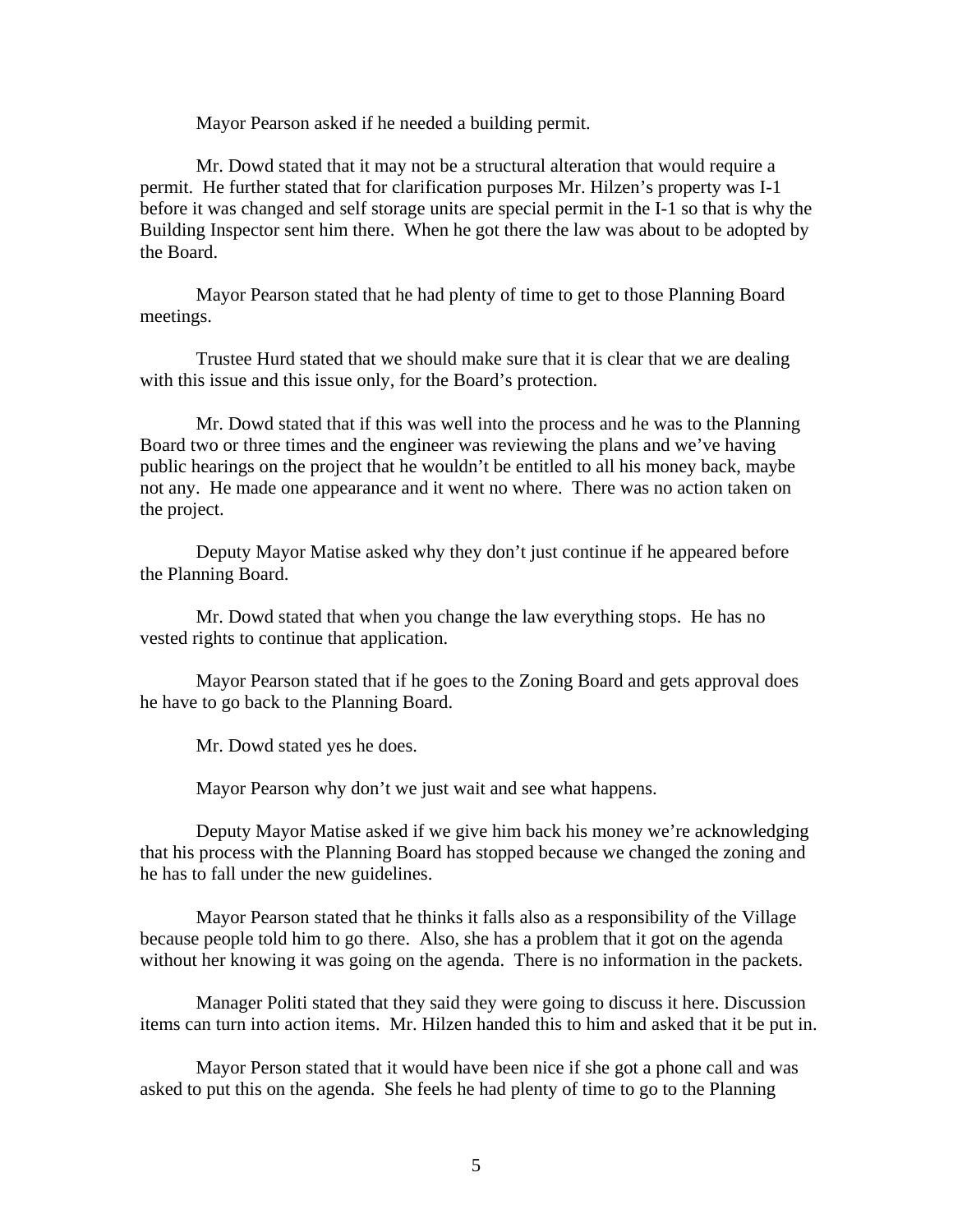Mayor Pearson asked if he needed a building permit.

Mr. Dowd stated that it may not be a structural alteration that would require a permit. He further stated that for clarification purposes Mr. Hilzen's property was I-1 before it was changed and self storage units are special permit in the I-1 so that is why the Building Inspector sent him there. When he got there the law was about to be adopted by the Board.

Mayor Pearson stated that he had plenty of time to get to those Planning Board meetings.

Trustee Hurd stated that we should make sure that it is clear that we are dealing with this issue and this issue only, for the Board's protection.

Mr. Dowd stated that if this was well into the process and he was to the Planning Board two or three times and the engineer was reviewing the plans and we've having public hearings on the project that he wouldn't be entitled to all his money back, maybe not any. He made one appearance and it went no where. There was no action taken on the project.

Deputy Mayor Matise asked why they don't just continue if he appeared before the Planning Board.

Mr. Dowd stated that when you change the law everything stops. He has no vested rights to continue that application.

Mayor Pearson stated that if he goes to the Zoning Board and gets approval does he have to go back to the Planning Board.

Mr. Dowd stated yes he does.

Mayor Pearson why don't we just wait and see what happens.

Deputy Mayor Matise asked if we give him back his money we're acknowledging that his process with the Planning Board has stopped because we changed the zoning and he has to fall under the new guidelines.

Mayor Pearson stated that he thinks it falls also as a responsibility of the Village because people told him to go there. Also, she has a problem that it got on the agenda without her knowing it was going on the agenda. There is no information in the packets.

Manager Politi stated that they said they were going to discuss it here. Discussion items can turn into action items. Mr. Hilzen handed this to him and asked that it be put in.

Mayor Person stated that it would have been nice if she got a phone call and was asked to put this on the agenda. She feels he had plenty of time to go to the Planning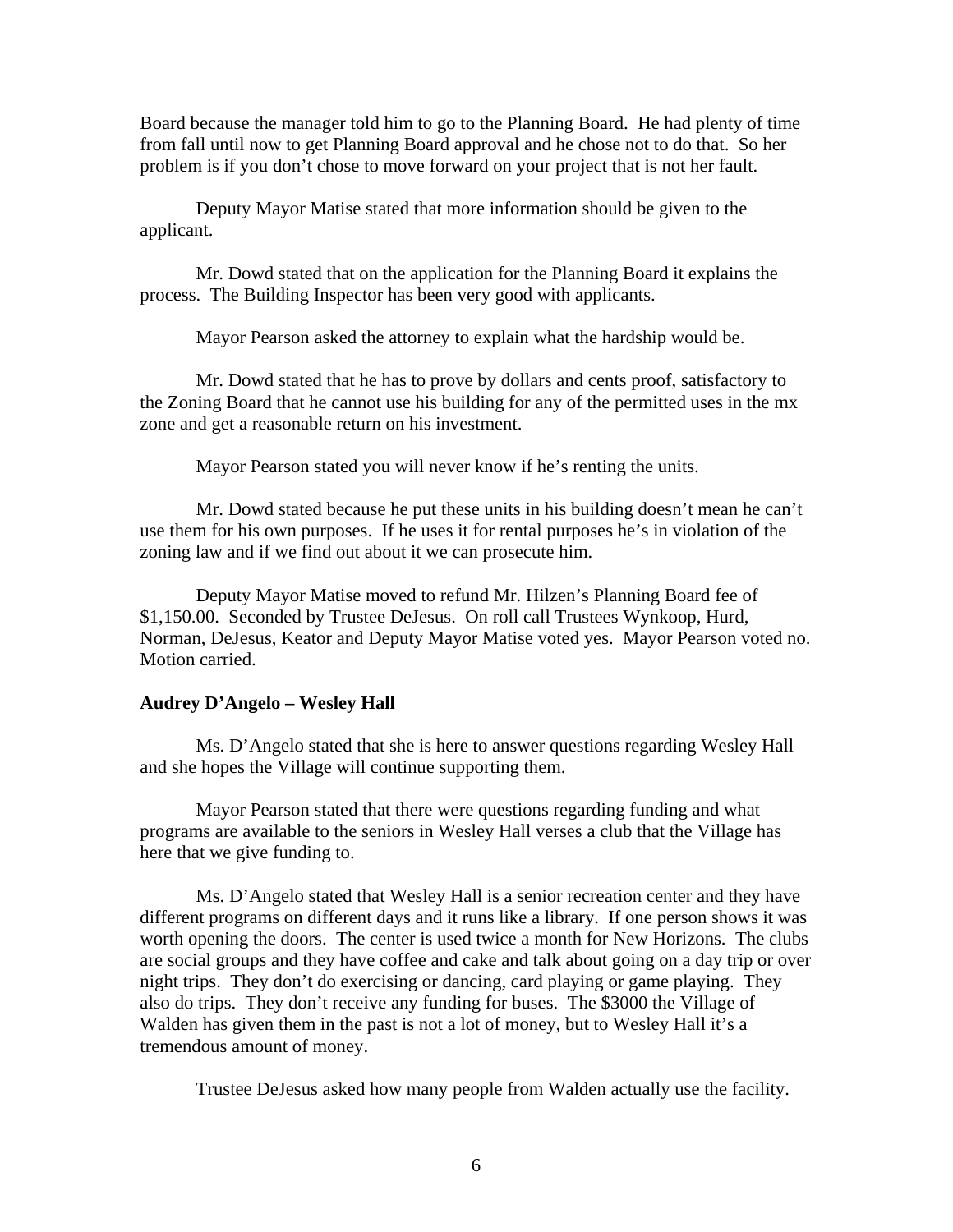Board because the manager told him to go to the Planning Board. He had plenty of time from fall until now to get Planning Board approval and he chose not to do that. So her problem is if you don't chose to move forward on your project that is not her fault.

Deputy Mayor Matise stated that more information should be given to the applicant.

Mr. Dowd stated that on the application for the Planning Board it explains the process. The Building Inspector has been very good with applicants.

Mayor Pearson asked the attorney to explain what the hardship would be.

Mr. Dowd stated that he has to prove by dollars and cents proof, satisfactory to the Zoning Board that he cannot use his building for any of the permitted uses in the mx zone and get a reasonable return on his investment.

Mayor Pearson stated you will never know if he's renting the units.

Mr. Dowd stated because he put these units in his building doesn't mean he can't use them for his own purposes. If he uses it for rental purposes he's in violation of the zoning law and if we find out about it we can prosecute him.

Deputy Mayor Matise moved to refund Mr. Hilzen's Planning Board fee of $1,150.00. Seconded by Trustee DeJesus. On roll call Trustees Wynkoop, Hurd, Norman, DeJesus, Keator and Deputy Mayor Matise voted yes. Mayor Pearson voted no. Motion carried.

**Audrey D'Angelo – Wesley Hall**

Ms. D'Angelo stated that she is here to answer questions regarding Wesley Hall and she hopes the Village will continue supporting them.

Mayor Pearson stated that there were questions regarding funding and what programs are available to the seniors in Wesley Hall verses a club that the Village has here that we give funding to.

Ms. D'Angelo stated that Wesley Hall is a senior recreation center and they have different programs on different days and it runs like a library. If one person shows it was worth opening the doors. The center is used twice a month for New Horizons. The clubs are social groups and they have coffee and cake and talk about going on a day trip or over night trips. They don't do exercising or dancing, card playing or game playing. They also do trips. They don't receive any funding for buses. The $3000 the Village of Walden has given them in the past is not a lot of money, but to Wesley Hall it's a tremendous amount of money.

Trustee DeJesus asked how many people from Walden actually use the facility.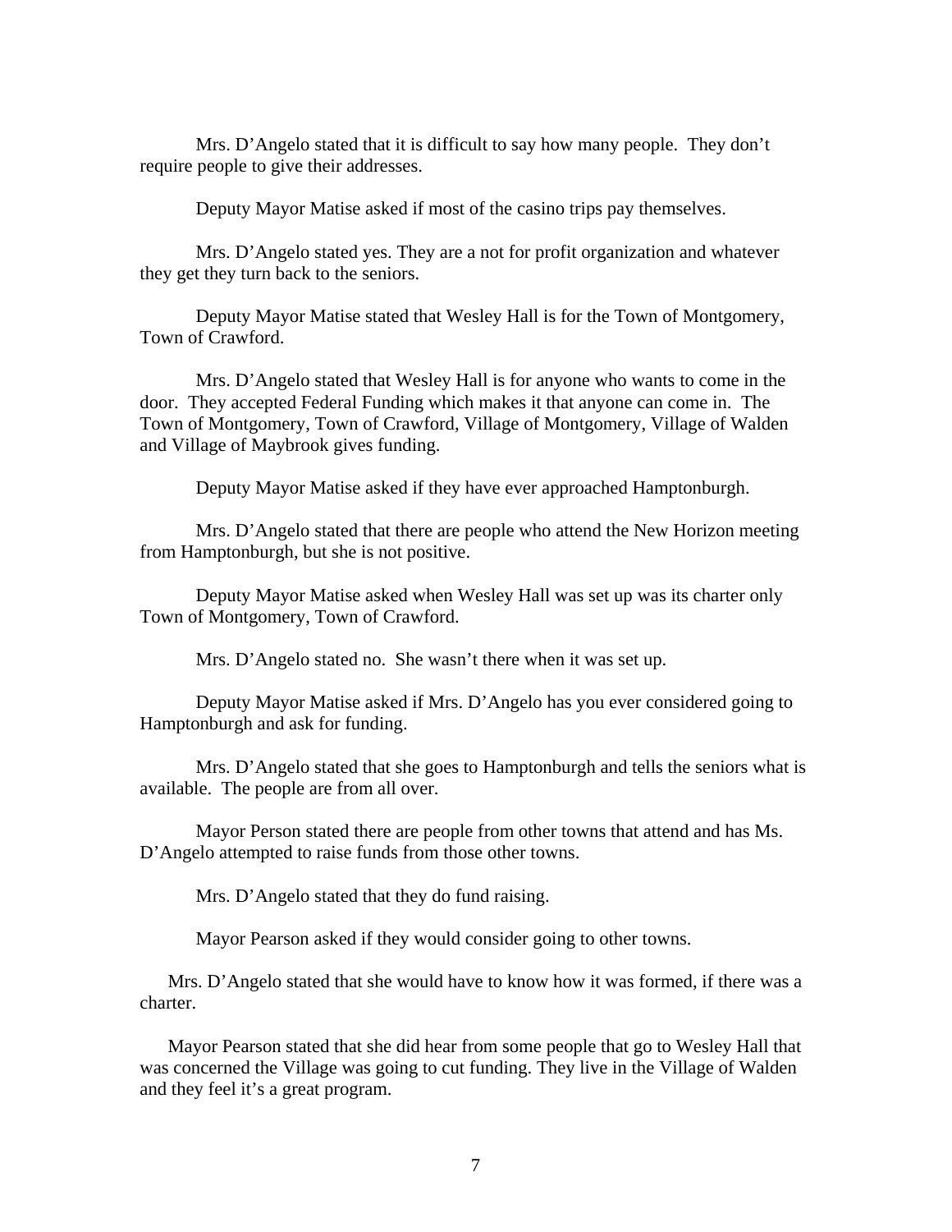Mrs. D'Angelo stated that it is difficult to say how many people. They don't require people to give their addresses.

Deputy Mayor Matise asked if most of the casino trips pay themselves.

Mrs. D'Angelo stated yes. They are a not for profit organization and whatever they get they turn back to the seniors.

Deputy Mayor Matise stated that Wesley Hall is for the Town of Montgomery, Town of Crawford.

Mrs. D'Angelo stated that Wesley Hall is for anyone who wants to come in the door. They accepted Federal Funding which makes it that anyone can come in. The Town of Montgomery, Town of Crawford, Village of Montgomery, Village of Walden and Village of Maybrook gives funding.

Deputy Mayor Matise asked if they have ever approached Hamptonburgh.

Mrs. D'Angelo stated that there are people who attend the New Horizon meeting from Hamptonburgh, but she is not positive.

Deputy Mayor Matise asked when Wesley Hall was set up was its charter only Town of Montgomery, Town of Crawford.

Mrs. D'Angelo stated no. She wasn't there when it was set up.

Deputy Mayor Matise asked if Mrs. D'Angelo has you ever considered going to Hamptonburgh and ask for funding.

Mrs. D'Angelo stated that she goes to Hamptonburgh and tells the seniors what is available. The people are from all over.

Mayor Person stated there are people from other towns that attend and has Ms. D'Angelo attempted to raise funds from those other towns.

Mrs. D'Angelo stated that they do fund raising.

Mayor Pearson asked if they would consider going to other towns.

Mrs. D'Angelo stated that she would have to know how it was formed, if there was a charter.

Mayor Pearson stated that she did hear from some people that go to Wesley Hall that was concerned the Village was going to cut funding. They live in the Village of Walden and they feel it's a great program.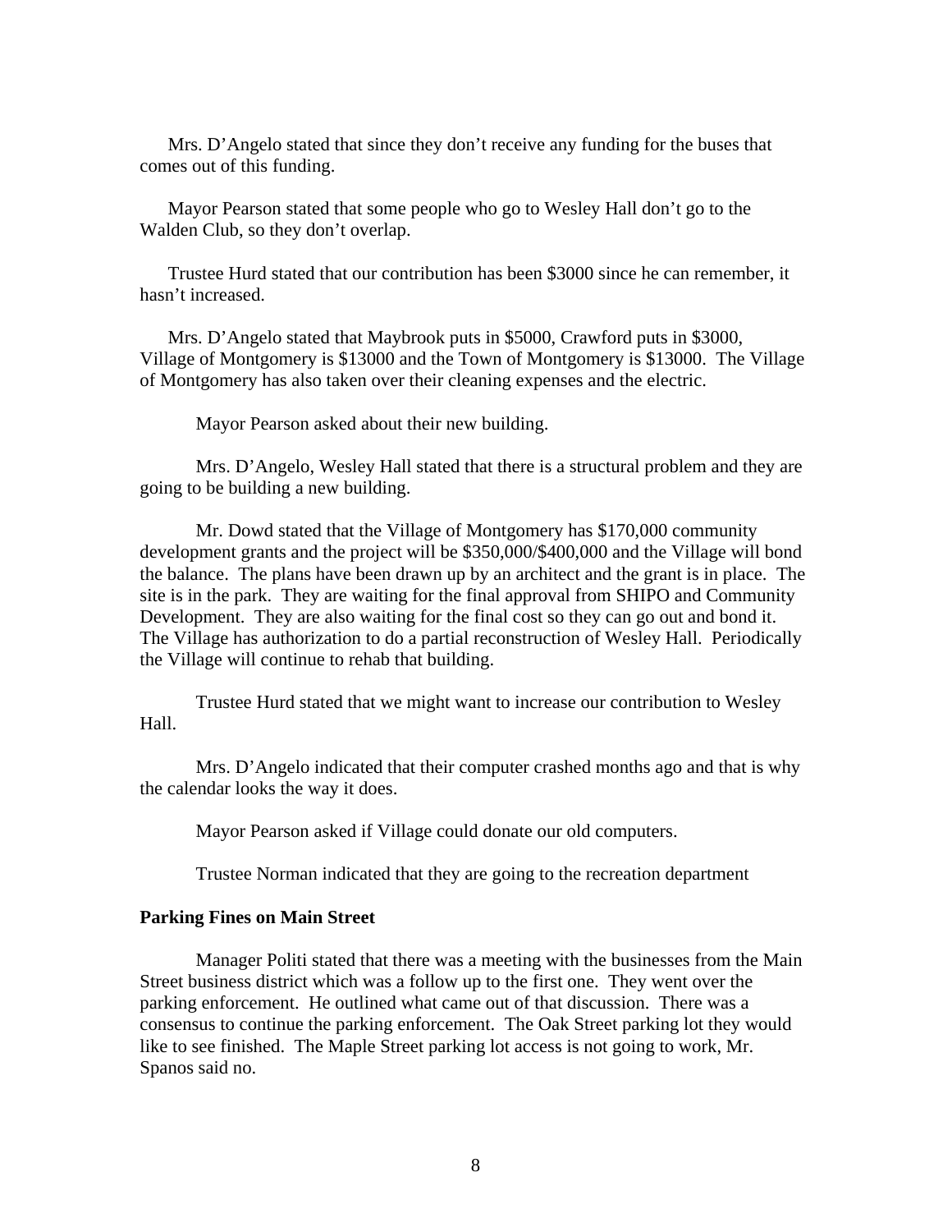Mrs. D'Angelo stated that since they don't receive any funding for the buses that comes out of this funding.

Mayor Pearson stated that some people who go to Wesley Hall don't go to the Walden Club, so they don't overlap.

Trustee Hurd stated that our contribution has been $3000 since he can remember, it hasn't increased.

Mrs. D'Angelo stated that Maybrook puts in $5000, Crawford puts in $3000, Village of Montgomery is $13000 and the Town of Montgomery is $13000. The Village of Montgomery has also taken over their cleaning expenses and the electric.

Mayor Pearson asked about their new building.

Mrs. D'Angelo, Wesley Hall stated that there is a structural problem and they are going to be building a new building.

Mr. Dowd stated that the Village of Montgomery has $170,000 community development grants and the project will be $350,000/$400,000 and the Village will bond the balance. The plans have been drawn up by an architect and the grant is in place. The site is in the park. They are waiting for the final approval from SHIPO and Community Development. They are also waiting for the final cost so they can go out and bond it. The Village has authorization to do a partial reconstruction of Wesley Hall. Periodically the Village will continue to rehab that building.

Trustee Hurd stated that we might want to increase our contribution to Wesley Hall.

Mrs. D'Angelo indicated that their computer crashed months ago and that is why the calendar looks the way it does.

Mayor Pearson asked if Village could donate our old computers.

Trustee Norman indicated that they are going to the recreation department

**Parking Fines on Main Street**

Manager Politi stated that there was a meeting with the businesses from the Main Street business district which was a follow up to the first one. They went over the parking enforcement. He outlined what came out of that discussion. There was a consensus to continue the parking enforcement. The Oak Street parking lot they would like to see finished. The Maple Street parking lot access is not going to work, Mr. Spanos said no.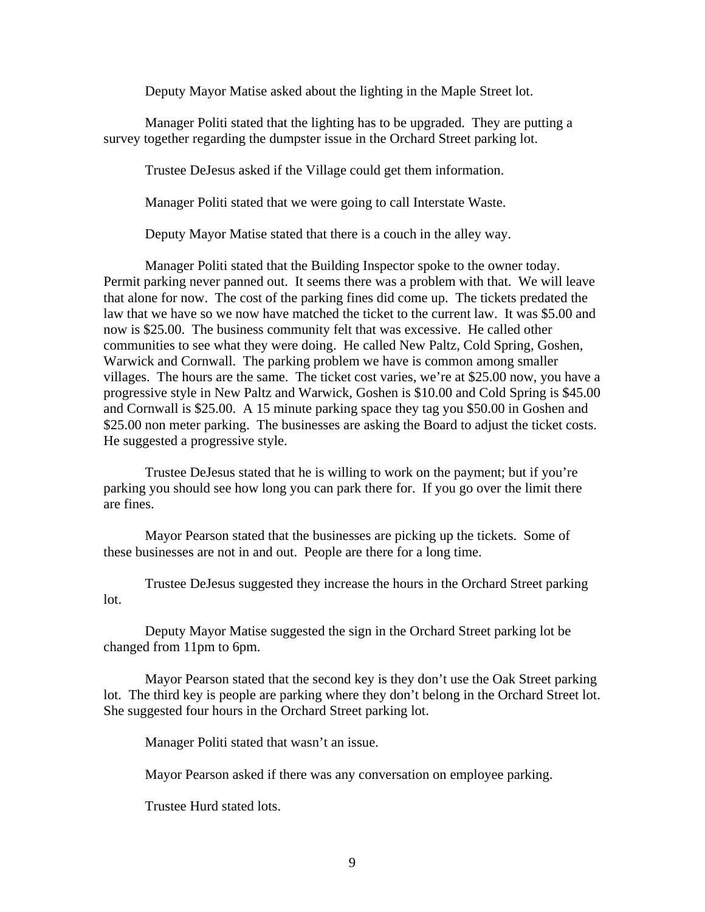Deputy Mayor Matise asked about the lighting in the Maple Street lot.

Manager Politi stated that the lighting has to be upgraded. They are putting a survey together regarding the dumpster issue in the Orchard Street parking lot.

Trustee DeJesus asked if the Village could get them information.

Manager Politi stated that we were going to call Interstate Waste.

Deputy Mayor Matise stated that there is a couch in the alley way.

Manager Politi stated that the Building Inspector spoke to the owner today. Permit parking never panned out. It seems there was a problem with that. We will leave that alone for now. The cost of the parking fines did come up. The tickets predated the law that we have so we now have matched the ticket to the current law. It was $5.00 and now is $25.00. The business community felt that was excessive. He called other communities to see what they were doing. He called New Paltz, Cold Spring, Goshen, Warwick and Cornwall. The parking problem we have is common among smaller villages. The hours are the same. The ticket cost varies, we're at $25.00 now, you have a progressive style in New Paltz and Warwick, Goshen is $10.00 and Cold Spring is $45.00 and Cornwall is $25.00. A 15 minute parking space they tag you $50.00 in Goshen and $25.00 non meter parking. The businesses are asking the Board to adjust the ticket costs. He suggested a progressive style.

Trustee DeJesus stated that he is willing to work on the payment; but if you're parking you should see how long you can park there for. If you go over the limit there are fines.

Mayor Pearson stated that the businesses are picking up the tickets. Some of these businesses are not in and out. People are there for a long time.

Trustee DeJesus suggested they increase the hours in the Orchard Street parking lot.

Deputy Mayor Matise suggested the sign in the Orchard Street parking lot be changed from 11pm to 6pm.

Mayor Pearson stated that the second key is they don't use the Oak Street parking lot. The third key is people are parking where they don't belong in the Orchard Street lot. She suggested four hours in the Orchard Street parking lot.

Manager Politi stated that wasn't an issue.

Mayor Pearson asked if there was any conversation on employee parking.

Trustee Hurd stated lots.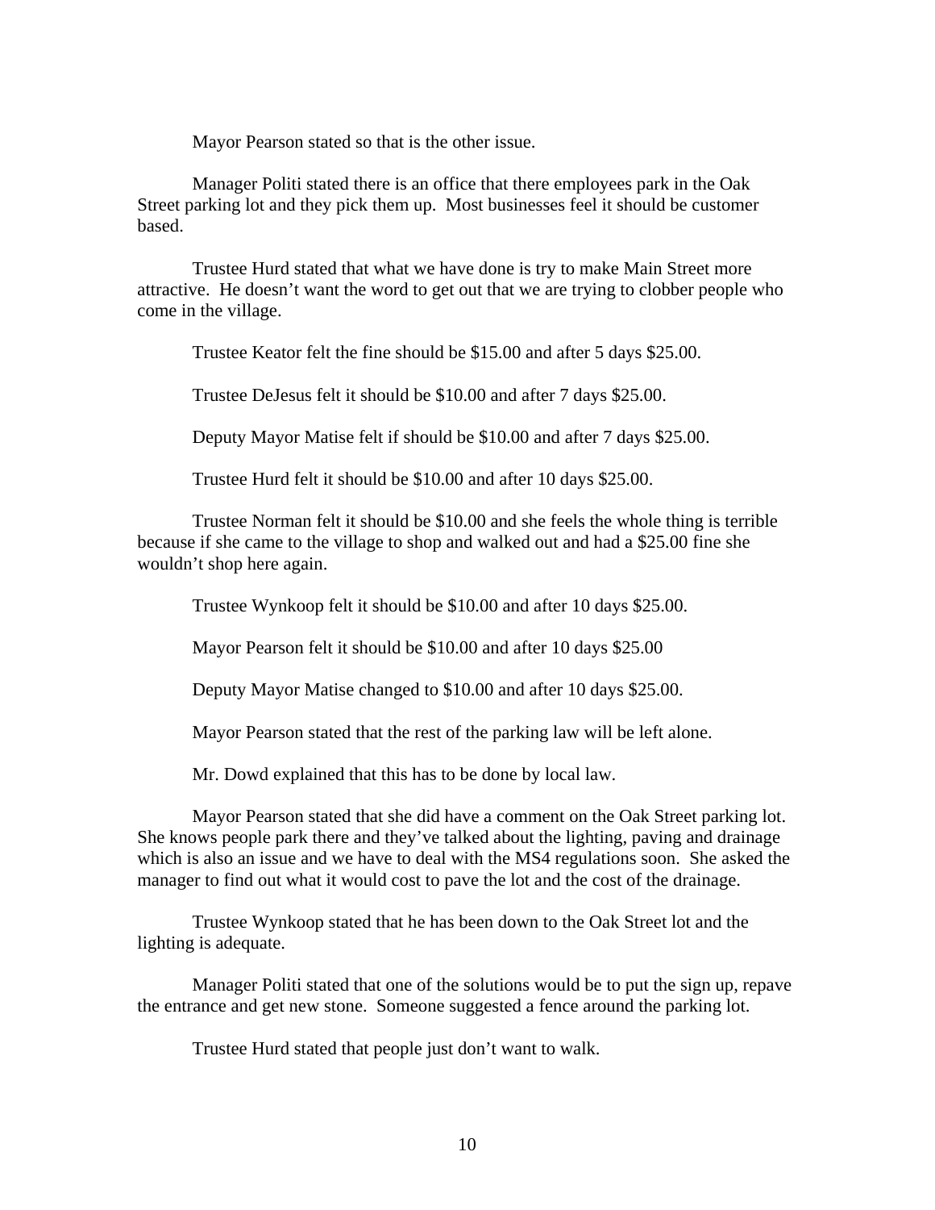Mayor Pearson stated so that is the other issue.

Manager Politi stated there is an office that there employees park in the Oak Street parking lot and they pick them up. Most businesses feel it should be customer based.

Trustee Hurd stated that what we have done is try to make Main Street more attractive. He doesn't want the word to get out that we are trying to clobber people who come in the village.

Trustee Keator felt the fine should be $15.00 and after 5 days $25.00.

Trustee DeJesus felt it should be $10.00 and after 7 days $25.00.

Deputy Mayor Matise felt if should be $10.00 and after 7 days $25.00.

Trustee Hurd felt it should be $10.00 and after 10 days $25.00.

Trustee Norman felt it should be $10.00 and she feels the whole thing is terrible because if she came to the village to shop and walked out and had a $25.00 fine she wouldn't shop here again.

Trustee Wynkoop felt it should be $10.00 and after 10 days $25.00.

Mayor Pearson felt it should be $10.00 and after 10 days $25.00

Deputy Mayor Matise changed to $10.00 and after 10 days $25.00.

Mayor Pearson stated that the rest of the parking law will be left alone.

Mr. Dowd explained that this has to be done by local law.

Mayor Pearson stated that she did have a comment on the Oak Street parking lot. She knows people park there and they've talked about the lighting, paving and drainage which is also an issue and we have to deal with the MS4 regulations soon. She asked the manager to find out what it would cost to pave the lot and the cost of the drainage.

Trustee Wynkoop stated that he has been down to the Oak Street lot and the lighting is adequate.

Manager Politi stated that one of the solutions would be to put the sign up, repave the entrance and get new stone. Someone suggested a fence around the parking lot.

Trustee Hurd stated that people just don't want to walk.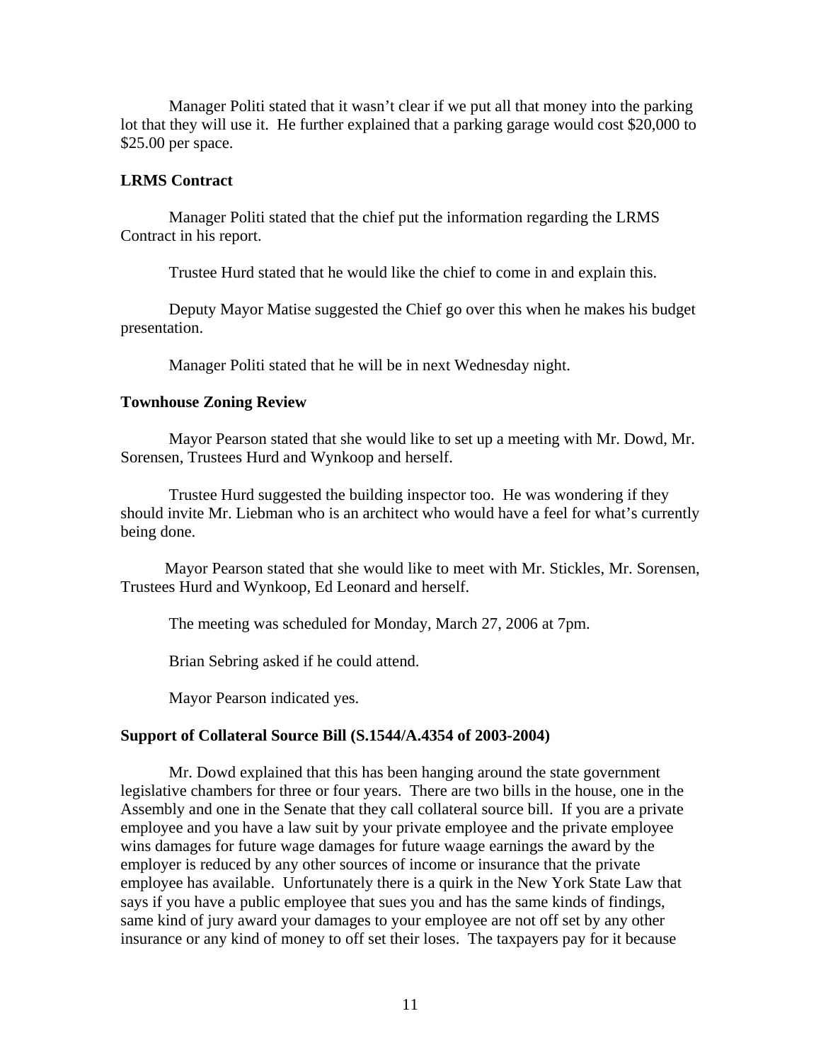Manager Politi stated that it wasn't clear if we put all that money into the parking lot that they will use it. He further explained that a parking garage would cost $20,000 to $25.00 per space.

**LRMS Contract**

Manager Politi stated that the chief put the information regarding the LRMS Contract in his report.

Trustee Hurd stated that he would like the chief to come in and explain this.

Deputy Mayor Matise suggested the Chief go over this when he makes his budget presentation.

Manager Politi stated that he will be in next Wednesday night.

**Townhouse Zoning Review**

Mayor Pearson stated that she would like to set up a meeting with Mr. Dowd, Mr. Sorensen, Trustees Hurd and Wynkoop and herself.

Trustee Hurd suggested the building inspector too. He was wondering if they should invite Mr. Liebman who is an architect who would have a feel for what's currently being done.

Mayor Pearson stated that she would like to meet with Mr. Stickles, Mr. Sorensen, Trustees Hurd and Wynkoop, Ed Leonard and herself.

The meeting was scheduled for Monday, March 27, 2006 at 7pm.

Brian Sebring asked if he could attend.

Mayor Pearson indicated yes.

**Support of Collateral Source Bill (S.1544/A.4354 of 2003-2004)**

Mr. Dowd explained that this has been hanging around the state government legislative chambers for three or four years. There are two bills in the house, one in the Assembly and one in the Senate that they call collateral source bill. If you are a private employee and you have a law suit by your private employee and the private employee wins damages for future wage damages for future waage earnings the award by the employer is reduced by any other sources of income or insurance that the private employee has available. Unfortunately there is a quirk in the New York State Law that says if you have a public employee that sues you and has the same kinds of findings, same kind of jury award your damages to your employee are not off set by any other insurance or any kind of money to off set their loses. The taxpayers pay for it because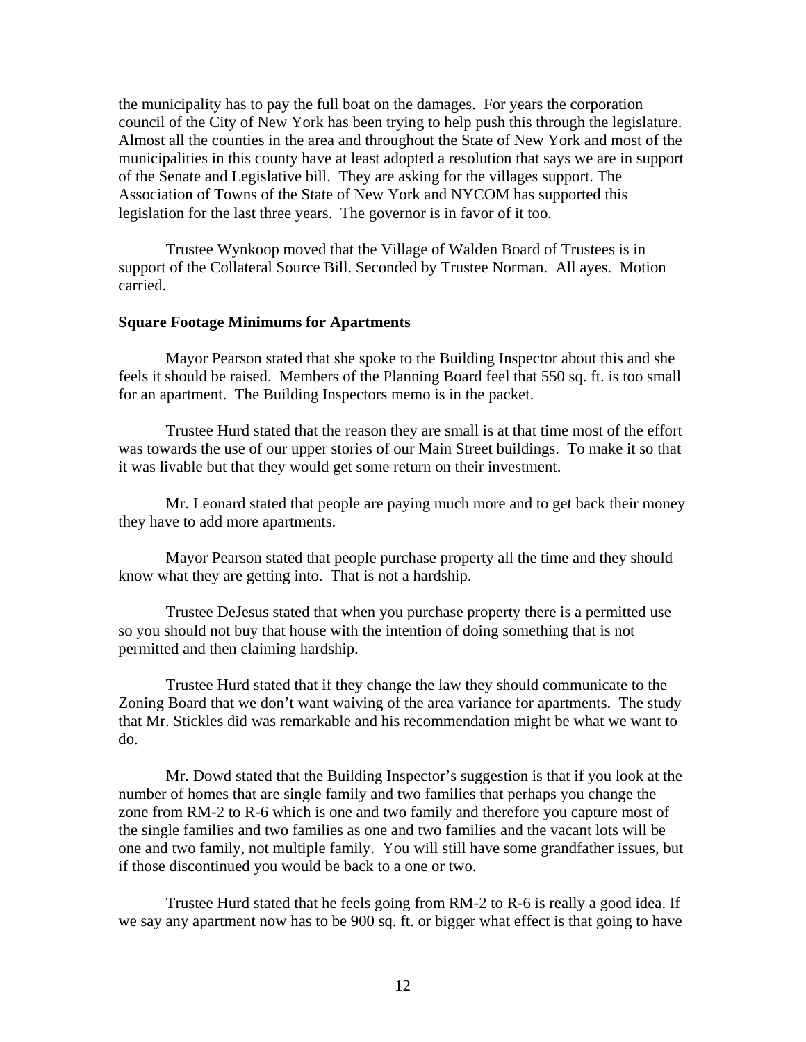the municipality has to pay the full boat on the damages. For years the corporation council of the City of New York has been trying to help push this through the legislature. Almost all the counties in the area and throughout the State of New York and most of the municipalities in this county have at least adopted a resolution that says we are in support of the Senate and Legislative bill. They are asking for the villages support. The Association of Towns of the State of New York and NYCOM has supported this legislation for the last three years. The governor is in favor of it too.

Trustee Wynkoop moved that the Village of Walden Board of Trustees is in support of the Collateral Source Bill. Seconded by Trustee Norman. All ayes. Motion carried.

**Square Footage Minimums for Apartments**

Mayor Pearson stated that she spoke to the Building Inspector about this and she feels it should be raised. Members of the Planning Board feel that 550 sq. ft. is too small for an apartment. The Building Inspectors memo is in the packet.

Trustee Hurd stated that the reason they are small is at that time most of the effort was towards the use of our upper stories of our Main Street buildings. To make it so that it was livable but that they would get some return on their investment.

Mr. Leonard stated that people are paying much more and to get back their money they have to add more apartments.

Mayor Pearson stated that people purchase property all the time and they should know what they are getting into. That is not a hardship.

Trustee DeJesus stated that when you purchase property there is a permitted use so you should not buy that house with the intention of doing something that is not permitted and then claiming hardship.

Trustee Hurd stated that if they change the law they should communicate to the Zoning Board that we don't want waiving of the area variance for apartments. The study that Mr. Stickles did was remarkable and his recommendation might be what we want to do.

Mr. Dowd stated that the Building Inspector's suggestion is that if you look at the number of homes that are single family and two families that perhaps you change the zone from RM-2 to R-6 which is one and two family and therefore you capture most of the single families and two families as one and two families and the vacant lots will be one and two family, not multiple family. You will still have some grandfather issues, but if those discontinued you would be back to a one or two.

Trustee Hurd stated that he feels going from RM-2 to R-6 is really a good idea. If we say any apartment now has to be 900 sq. ft. or bigger what effect is that going to have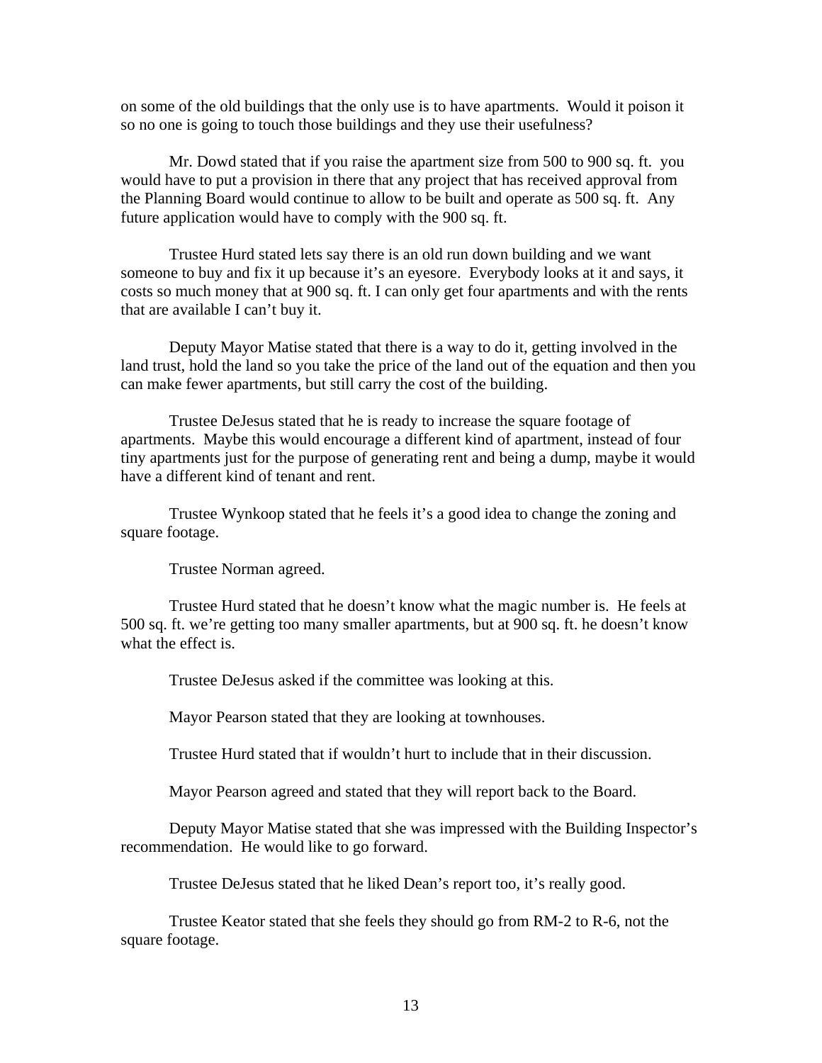on some of the old buildings that the only use is to have apartments. Would it poison it so no one is going to touch those buildings and they use their usefulness?

Mr. Dowd stated that if you raise the apartment size from 500 to 900 sq. ft. you would have to put a provision in there that any project that has received approval from the Planning Board would continue to allow to be built and operate as 500 sq. ft. Any future application would have to comply with the 900 sq. ft.

Trustee Hurd stated lets say there is an old run down building and we want someone to buy and fix it up because it's an eyesore. Everybody looks at it and says, it costs so much money that at 900 sq. ft. I can only get four apartments and with the rents that are available I can't buy it.

Deputy Mayor Matise stated that there is a way to do it, getting involved in the land trust, hold the land so you take the price of the land out of the equation and then you can make fewer apartments, but still carry the cost of the building.

Trustee DeJesus stated that he is ready to increase the square footage of apartments. Maybe this would encourage a different kind of apartment, instead of four tiny apartments just for the purpose of generating rent and being a dump, maybe it would have a different kind of tenant and rent.

Trustee Wynkoop stated that he feels it's a good idea to change the zoning and square footage.

Trustee Norman agreed.

Trustee Hurd stated that he doesn't know what the magic number is. He feels at 500 sq. ft. we're getting too many smaller apartments, but at 900 sq. ft. he doesn't know what the effect is.

Trustee DeJesus asked if the committee was looking at this.

Mayor Pearson stated that they are looking at townhouses.

Trustee Hurd stated that if wouldn't hurt to include that in their discussion.

Mayor Pearson agreed and stated that they will report back to the Board.

Deputy Mayor Matise stated that she was impressed with the Building Inspector's recommendation. He would like to go forward.

Trustee DeJesus stated that he liked Dean's report too, it's really good.

Trustee Keator stated that she feels they should go from RM-2 to R-6, not the square footage.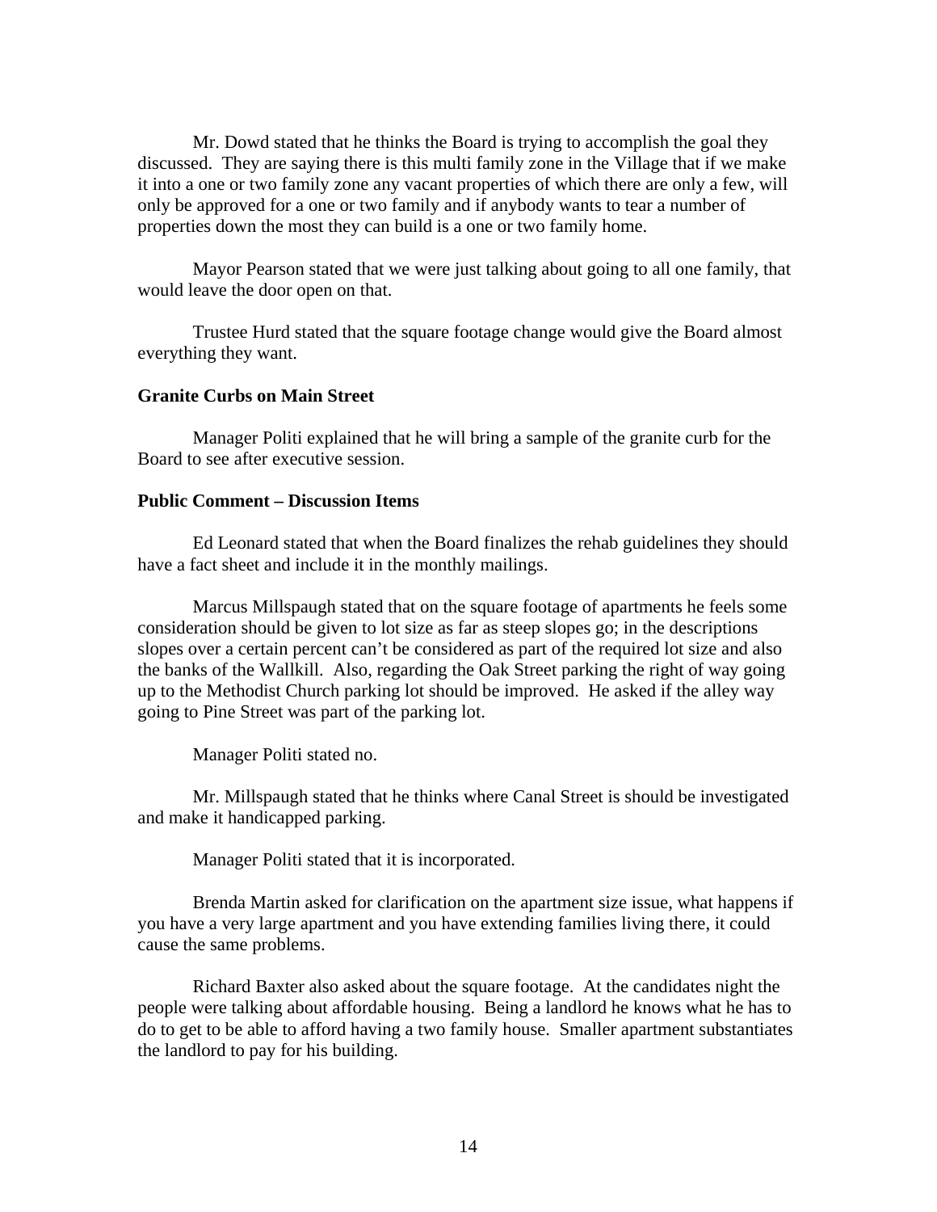Mr. Dowd stated that he thinks the Board is trying to accomplish the goal they discussed. They are saying there is this multi family zone in the Village that if we make it into a one or two family zone any vacant properties of which there are only a few, will only be approved for a one or two family and if anybody wants to tear a number of properties down the most they can build is a one or two family home.

Mayor Pearson stated that we were just talking about going to all one family, that would leave the door open on that.

Trustee Hurd stated that the square footage change would give the Board almost everything they want.

**Granite Curbs on Main Street**

Manager Politi explained that he will bring a sample of the granite curb for the Board to see after executive session.

**Public Comment – Discussion Items**

Ed Leonard stated that when the Board finalizes the rehab guidelines they should have a fact sheet and include it in the monthly mailings.

Marcus Millspaugh stated that on the square footage of apartments he feels some consideration should be given to lot size as far as steep slopes go; in the descriptions slopes over a certain percent can't be considered as part of the required lot size and also the banks of the Wallkill. Also, regarding the Oak Street parking the right of way going up to the Methodist Church parking lot should be improved. He asked if the alley way going to Pine Street was part of the parking lot.

Manager Politi stated no.

Mr. Millspaugh stated that he thinks where Canal Street is should be investigated and make it handicapped parking.

Manager Politi stated that it is incorporated.

Brenda Martin asked for clarification on the apartment size issue, what happens if you have a very large apartment and you have extending families living there, it could cause the same problems.

Richard Baxter also asked about the square footage. At the candidates night the people were talking about affordable housing. Being a landlord he knows what he has to do to get to be able to afford having a two family house. Smaller apartment substantiates the landlord to pay for his building.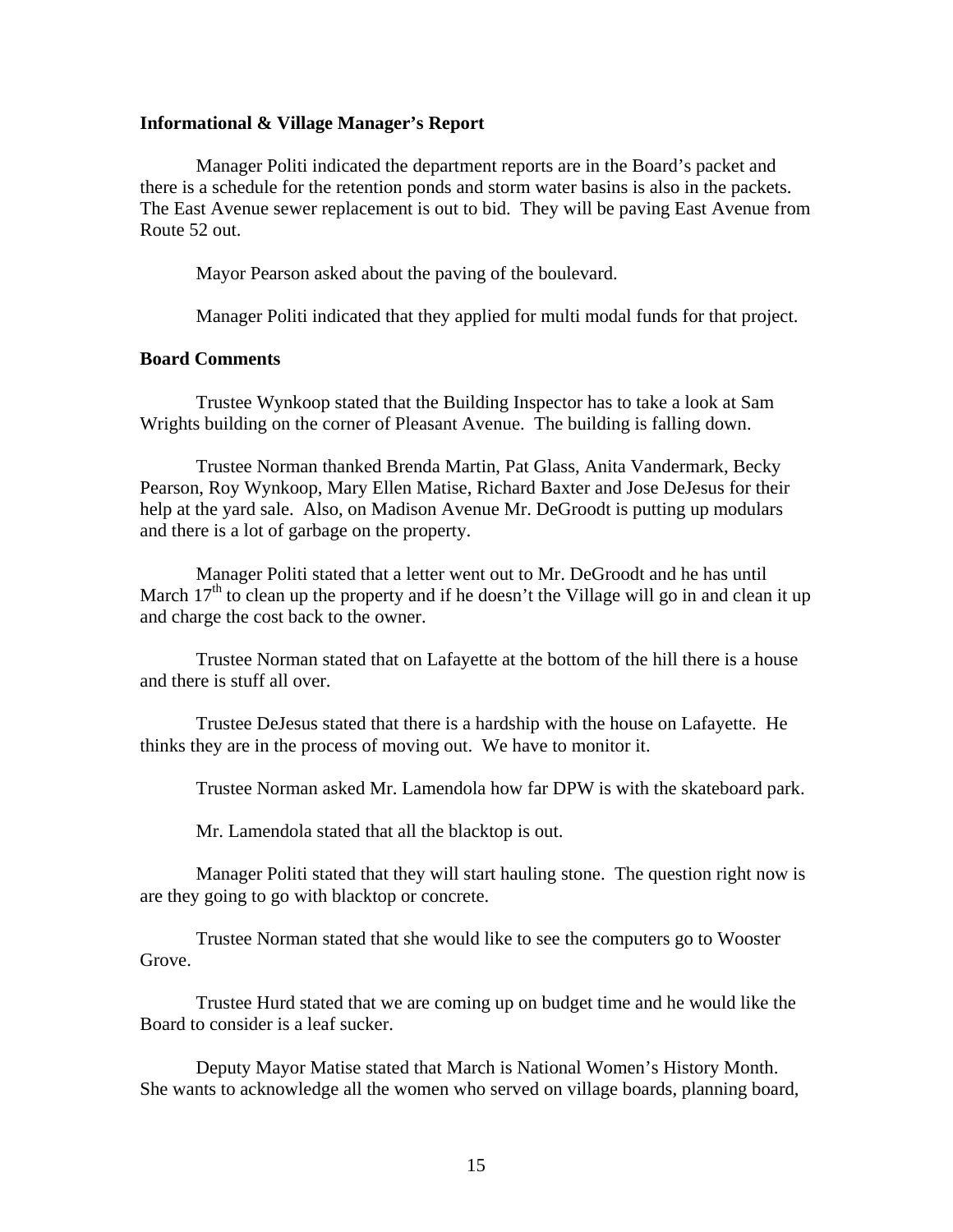**Informational & Village Manager's Report**

Manager Politi indicated the department reports are in the Board's packet and there is a schedule for the retention ponds and storm water basins is also in the packets. The East Avenue sewer replacement is out to bid. They will be paving East Avenue from Route 52 out.

Mayor Pearson asked about the paving of the boulevard.

Manager Politi indicated that they applied for multi modal funds for that project.

**Board Comments**

Trustee Wynkoop stated that the Building Inspector has to take a look at Sam Wrights building on the corner of Pleasant Avenue. The building is falling down.

Trustee Norman thanked Brenda Martin, Pat Glass, Anita Vandermark, Becky Pearson, Roy Wynkoop, Mary Ellen Matise, Richard Baxter and Jose DeJesus for their help at the yard sale. Also, on Madison Avenue Mr. DeGroodt is putting up modulars and there is a lot of garbage on the property.

Manager Politi stated that a letter went out to Mr. DeGroodt and he has until March 17th to clean up the property and if he doesn't the Village will go in and clean it up and charge the cost back to the owner.

Trustee Norman stated that on Lafayette at the bottom of the hill there is a house and there is stuff all over.

Trustee DeJesus stated that there is a hardship with the house on Lafayette. He thinks they are in the process of moving out. We have to monitor it.

Trustee Norman asked Mr. Lamendola how far DPW is with the skateboard park.

Mr. Lamendola stated that all the blacktop is out.

Manager Politi stated that they will start hauling stone. The question right now is are they going to go with blacktop or concrete.

Trustee Norman stated that she would like to see the computers go to Wooster Grove.

Trustee Hurd stated that we are coming up on budget time and he would like the Board to consider is a leaf sucker.

Deputy Mayor Matise stated that March is National Women's History Month. She wants to acknowledge all the women who served on village boards, planning board,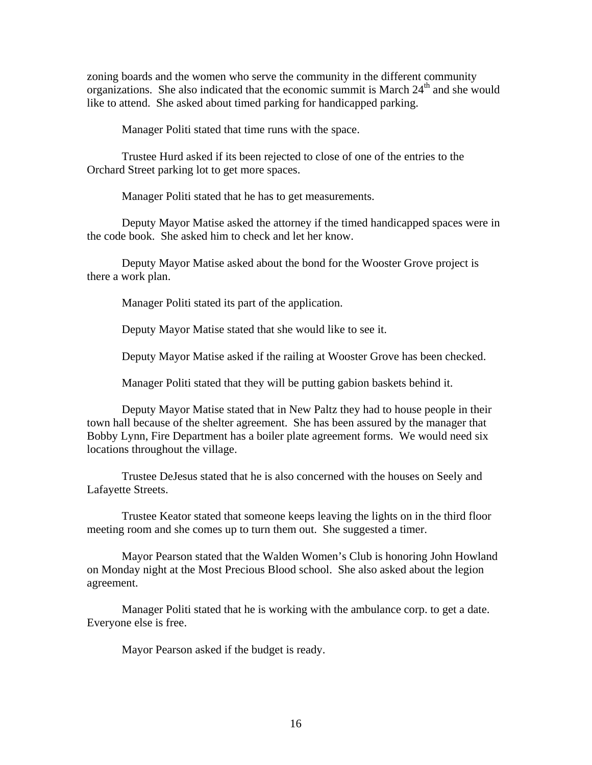zoning boards and the women who serve the community in the different community organizations. She also indicated that the economic summit is March 24th and she would like to attend. She asked about timed parking for handicapped parking.

Manager Politi stated that time runs with the space.

Trustee Hurd asked if its been rejected to close of one of the entries to the Orchard Street parking lot to get more spaces.

Manager Politi stated that he has to get measurements.

Deputy Mayor Matise asked the attorney if the timed handicapped spaces were in the code book. She asked him to check and let her know.

Deputy Mayor Matise asked about the bond for the Wooster Grove project is there a work plan.

Manager Politi stated its part of the application.

Deputy Mayor Matise stated that she would like to see it.

Deputy Mayor Matise asked if the railing at Wooster Grove has been checked.

Manager Politi stated that they will be putting gabion baskets behind it.

Deputy Mayor Matise stated that in New Paltz they had to house people in their town hall because of the shelter agreement. She has been assured by the manager that Bobby Lynn, Fire Department has a boiler plate agreement forms. We would need six locations throughout the village.

Trustee DeJesus stated that he is also concerned with the houses on Seely and Lafayette Streets.

Trustee Keator stated that someone keeps leaving the lights on in the third floor meeting room and she comes up to turn them out. She suggested a timer.

Mayor Pearson stated that the Walden Women's Club is honoring John Howland on Monday night at the Most Precious Blood school. She also asked about the legion agreement.

Manager Politi stated that he is working with the ambulance corp. to get a date. Everyone else is free.

Mayor Pearson asked if the budget is ready.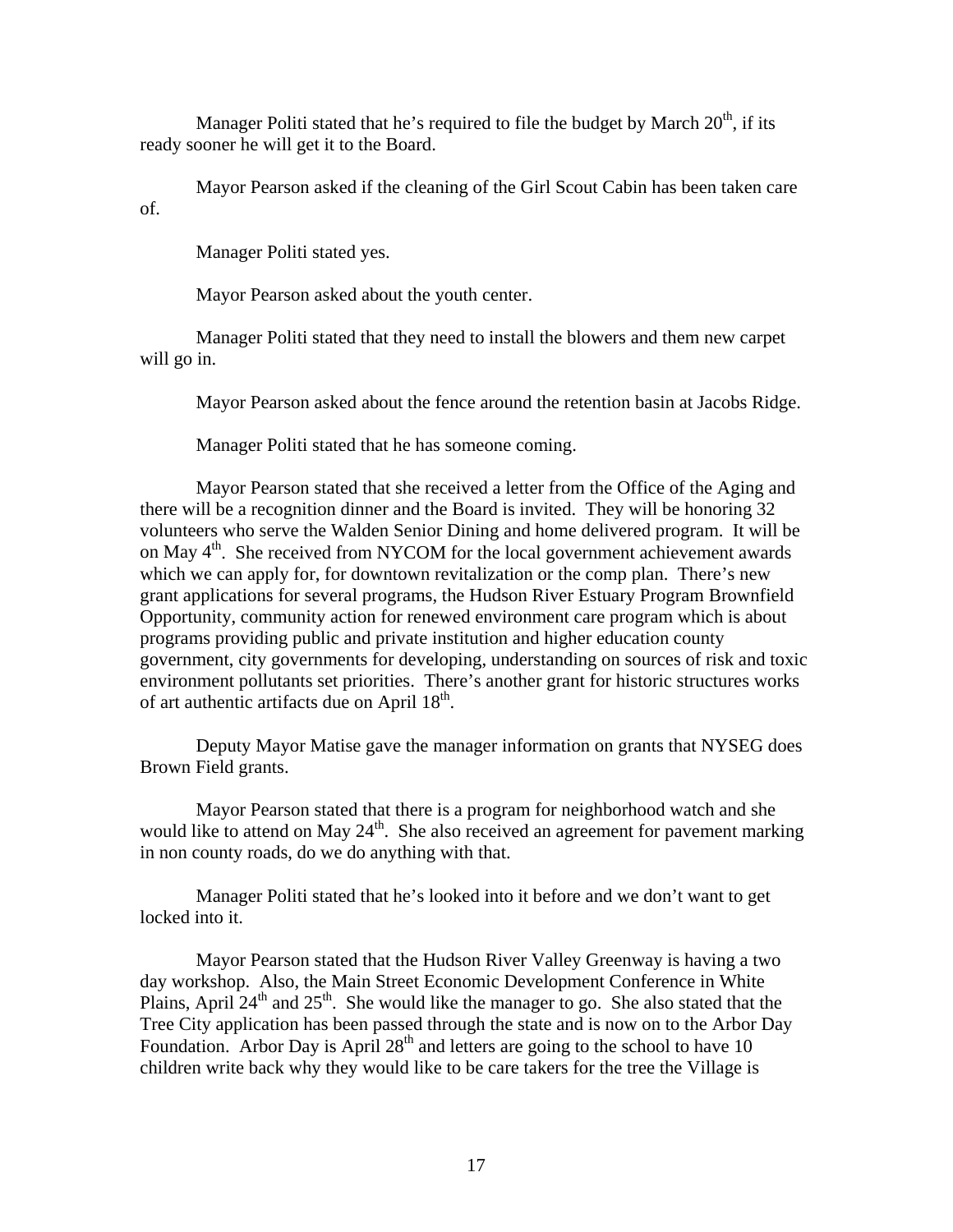Manager Politi stated that he's required to file the budget by March 20th, if its ready sooner he will get it to the Board.

Mayor Pearson asked if the cleaning of the Girl Scout Cabin has been taken care of.

Manager Politi stated yes.

Mayor Pearson asked about the youth center.

Manager Politi stated that they need to install the blowers and them new carpet will go in.

Mayor Pearson asked about the fence around the retention basin at Jacobs Ridge.

Manager Politi stated that he has someone coming.

Mayor Pearson stated that she received a letter from the Office of the Aging and there will be a recognition dinner and the Board is invited. They will be honoring 32 volunteers who serve the Walden Senior Dining and home delivered program. It will be on May 4th. She received from NYCOM for the local government achievement awards which we can apply for, for downtown revitalization or the comp plan. There's new grant applications for several programs, the Hudson River Estuary Program Brownfield Opportunity, community action for renewed environment care program which is about programs providing public and private institution and higher education county government, city governments for developing, understanding on sources of risk and toxic environment pollutants set priorities. There's another grant for historic structures works of art authentic artifacts due on April 18th.

Deputy Mayor Matise gave the manager information on grants that NYSEG does Brown Field grants.

Mayor Pearson stated that there is a program for neighborhood watch and she would like to attend on May 24th. She also received an agreement for pavement marking in non county roads, do we do anything with that.

Manager Politi stated that he's looked into it before and we don't want to get locked into it.

Mayor Pearson stated that the Hudson River Valley Greenway is having a two day workshop. Also, the Main Street Economic Development Conference in White Plains, April 24th and 25th. She would like the manager to go. She also stated that the Tree City application has been passed through the state and is now on to the Arbor Day Foundation. Arbor Day is April 28th and letters are going to the school to have 10 children write back why they would like to be care takers for the tree the Village is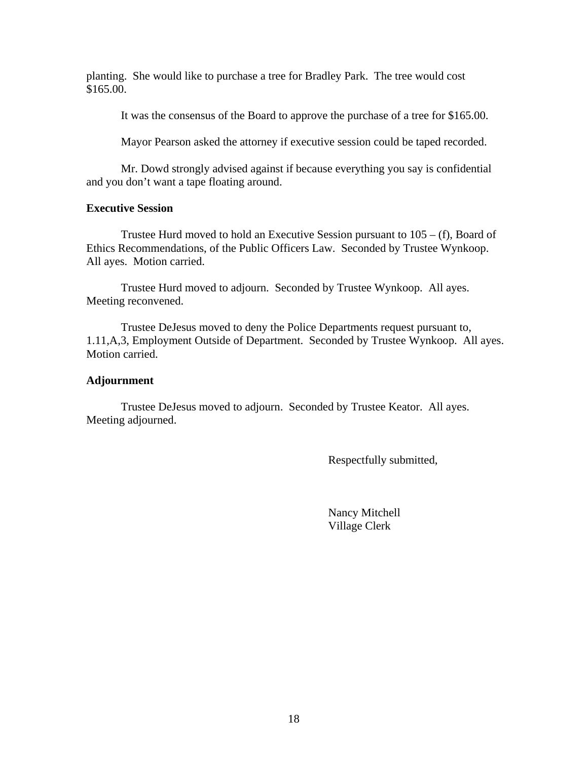planting. She would like to purchase a tree for Bradley Park. The tree would cost $165.00.

It was the consensus of the Board to approve the purchase of a tree for $165.00.

Mayor Pearson asked the attorney if executive session could be taped recorded.

Mr. Dowd strongly advised against if because everything you say is confidential and you don't want a tape floating around.

**Executive Session**

Trustee Hurd moved to hold an Executive Session pursuant to 105 – (f), Board of Ethics Recommendations, of the Public Officers Law. Seconded by Trustee Wynkoop. All ayes. Motion carried.

Trustee Hurd moved to adjourn. Seconded by Trustee Wynkoop. All ayes. Meeting reconvened.

Trustee DeJesus moved to deny the Police Departments request pursuant to, 1.11,A,3, Employment Outside of Department. Seconded by Trustee Wynkoop. All ayes. Motion carried.

**Adjournment**

Trustee DeJesus moved to adjourn. Seconded by Trustee Keator. All ayes. Meeting adjourned.

Respectfully submitted,

Nancy Mitchell
Village Clerk